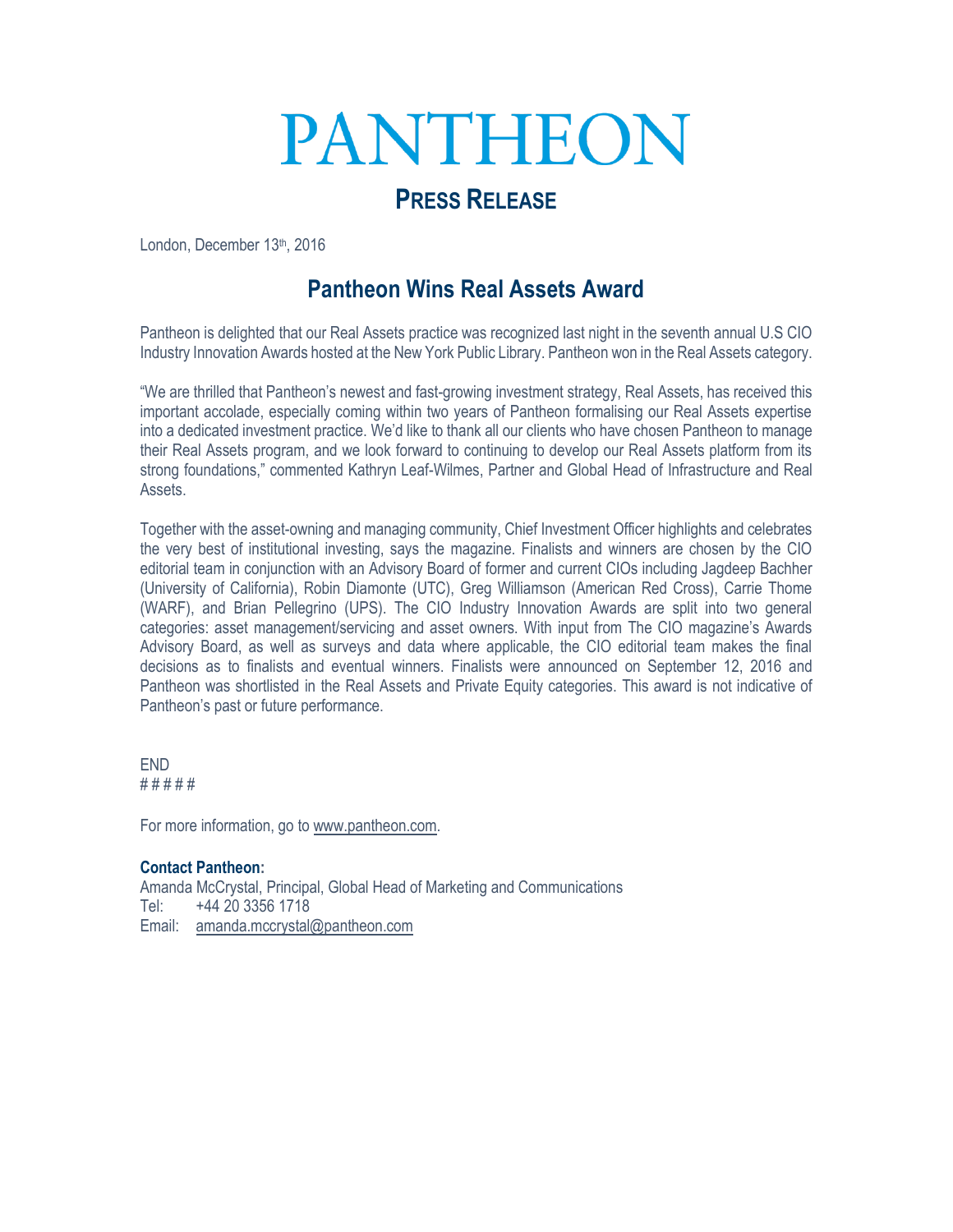# PANTHEON

## PRESS RELEASE

London, December 13th, 2016

## Pantheon Wins Real Assets Award

Pantheon is delighted that our Real Assets practice was recognized last night in the seventh annual U.S CIO Industry Innovation Awards hosted at the New York Public Library. Pantheon won in the Real Assets category.

"We are thrilled that Pantheon's newest and fast-growing investment strategy, Real Assets, has received this important accolade, especially coming within two years of Pantheon formalising our Real Assets expertise into a dedicated investment practice. We'd like to thank all our clients who have chosen Pantheon to manage their Real Assets program, and we look forward to continuing to develop our Real Assets platform from its strong foundations," commented Kathryn Leaf-Wilmes, Partner and Global Head of Infrastructure and Real Assets.

Together with the asset-owning and managing community, Chief Investment Officer highlights and celebrates the very best of institutional investing, says the magazine. Finalists and winners are chosen by the CIO editorial team in conjunction with an Advisory Board of former and current CIOs including Jagdeep Bachher (University of California), Robin Diamonte (UTC), Greg Williamson (American Red Cross), Carrie Thome (WARF), and Brian Pellegrino (UPS). The CIO Industry Innovation Awards are split into two general categories: asset management/servicing and asset owners. With input from The CIO magazine's Awards Advisory Board, as well as surveys and data where applicable, the CIO editorial team makes the final decisions as to finalists and eventual winners. Finalists were announced on September 12, 2016 and Pantheon was shortlisted in the Real Assets and Private Equity categories. This award is not indicative of Pantheon's past or future performance.

END
# # # # #

For more information, go to www.pantheon.com.

**Contact Pantheon:**
Amanda McCrystal, Principal, Global Head of Marketing and Communications
Tel: +44 20 3356 1718
Email: amanda.mccrystal@pantheon.com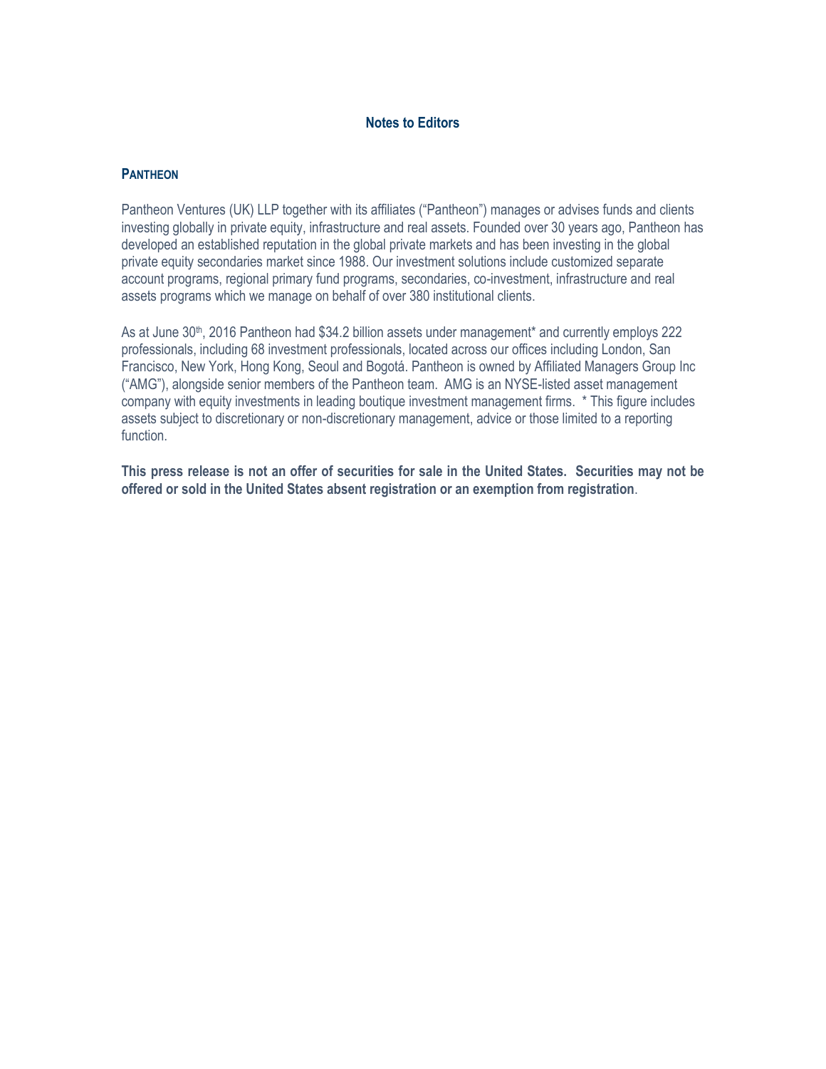## Notes to Editors

### Pantheon

Pantheon Ventures (UK) LLP together with its affiliates ("Pantheon") manages or advises funds and clients investing globally in private equity, infrastructure and real assets. Founded over 30 years ago, Pantheon has developed an established reputation in the global private markets and has been investing in the global private equity secondaries market since 1988. Our investment solutions include customized separate account programs, regional primary fund programs, secondaries, co-investment, infrastructure and real assets programs which we manage on behalf of over 380 institutional clients.

As at June 30th, 2016 Pantheon had $34.2 billion assets under management* and currently employs 222 professionals, including 68 investment professionals, located across our offices including London, San Francisco, New York, Hong Kong, Seoul and Bogotá. Pantheon is owned by Affiliated Managers Group Inc ("AMG"), alongside senior members of the Pantheon team. AMG is an NYSE-listed asset management company with equity investments in leading boutique investment management firms. * This figure includes assets subject to discretionary or non-discretionary management, advice or those limited to a reporting function.

**This press release is not an offer of securities for sale in the United States. Securities may not be offered or sold in the United States absent registration or an exemption from registration**.